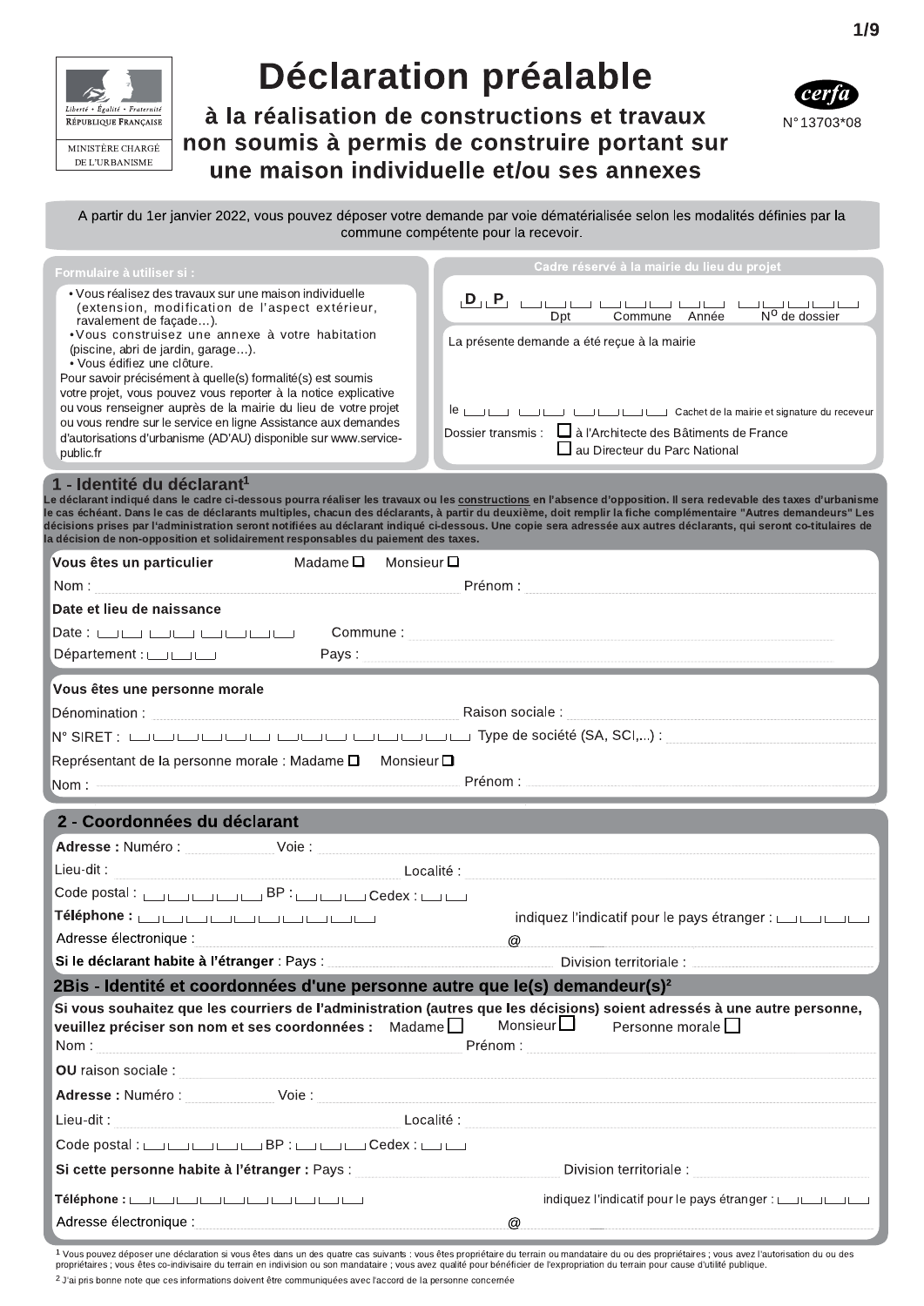Liberté • Égalité • Fraternité
RÉPUBLIQUE FRANÇAISE

MINISTÈRE CHARGÉ DE L'URBANISME

# Déclaration préalable

## à la réalisation de constructions et travaux non soumis à permis de construire portant sur une maison individuelle et/ou ses annexes

cerfa
N° 13703*08

A partir du 1er janvier 2022, vous pouvez déposer votre demande par voie dématérialisée selon les modalités définies par la commune compétente pour la recevoir.

**Formulaire à utiliser si :**

- Vous réalisez des travaux sur une maison individuelle (extension, modification de l'aspect extérieur, ravalement de façade…).
- Vous construisez une annexe à votre habitation (piscine, abri de jardin, garage…).
- Vous édifiez une clôture.

Pour savoir précisément à quelle(s) formalité(s) est soumis votre projet, vous pouvez vous reporter à la notice explicative ou vous renseigner auprès de la mairie du lieu de votre projet ou vous rendre sur le service en ligne Assistance aux demandes d'autorisations d'urbanisme (AD'AU) disponible sur www.service-public.fr

**Cadre réservé à la mairie du lieu du projet**

D P ___ ___ ___ ___
Dpt | Commune | Année | N° de dossier

La présente demande a été reçue à la mairie

le ___ ___ ___ Cachet de la mairie et signature du receveur

Dossier transmis : ☐ à l'Architecte des Bâtiments de France
☐ au Directeur du Parc National

## 1 - Identité du déclarant[1]

**Le déclarant indiqué dans le cadre ci-dessous pourra réaliser les travaux ou les constructions en l'absence d'opposition. Il sera redevable des taxes d'urbanisme le cas échéant. Dans le cas de déclarants multiples, chacun des déclarants, à partir du deuxième, doit remplir la fiche complémentaire "Autres demandeurs" Les décisions prises par l'administration seront notifiées au déclarant indiqué ci-dessous. Une copie sera adressée aux autres déclarants, qui seront co-titulaires de la décision de non-opposition et solidairement responsables du paiement des taxes.**

**Vous êtes un particulier** Madame ☐ Monsieur ☐

Nom : Prénom :

**Date et lieu de naissance**

Date : ___ ___ ___ Commune :

Département : ___ Pays :

**Vous êtes une personne morale**

Dénomination : Raison sociale :

N° SIRET : ___ Type de société (SA, SCI,...) :

Représentant de la personne morale : Madame ☐ Monsieur ☐

Nom : Prénom :

## 2 - Coordonnées du déclarant

**Adresse :** Numéro : Voie :

Lieu-dit : Localité :

Code postal : ___ BP : ___ Cedex : ___

**Téléphone :** ___ indiquez l'indicatif pour le pays étranger : ___

Adresse électronique : @

**Si le déclarant habite à l'étranger** : Pays : Division territoriale :

## 2Bis - Identité et coordonnées d'une personne autre que le(s) demandeur(s)[2]

**Si vous souhaitez que les courriers de l'administration (autres que les décisions) soient adressés à une autre personne, veuillez préciser son nom et ses coordonnées :** Madame ☐ Monsieur ☐ Personne morale ☐

Nom : Prénom :

**OU** raison sociale :

**Adresse :** Numéro : Voie :

Lieu-dit : Localité :

Code postal : ___ BP : ___ Cedex : ___

**Si cette personne habite à l'étranger :** Pays : Division territoriale :

**Téléphone :** ___ indiquez l'indicatif pour le pays étranger : ___

Adresse électronique : @

[1] Vous pouvez déposer une déclaration si vous êtes dans un des quatre cas suivants : vous êtes propriétaire du terrain ou mandataire du ou des propriétaires ; vous avez l'autorisation du ou des propriétaires ; vous êtes co-indivisaire du terrain en indivision ou son mandataire ; vous avez qualité pour bénéficier de l'expropriation du terrain pour cause d'utilité publique.

[2] J'ai pris bonne note que ces informations doivent être communiquées avec l'accord de la personne concernée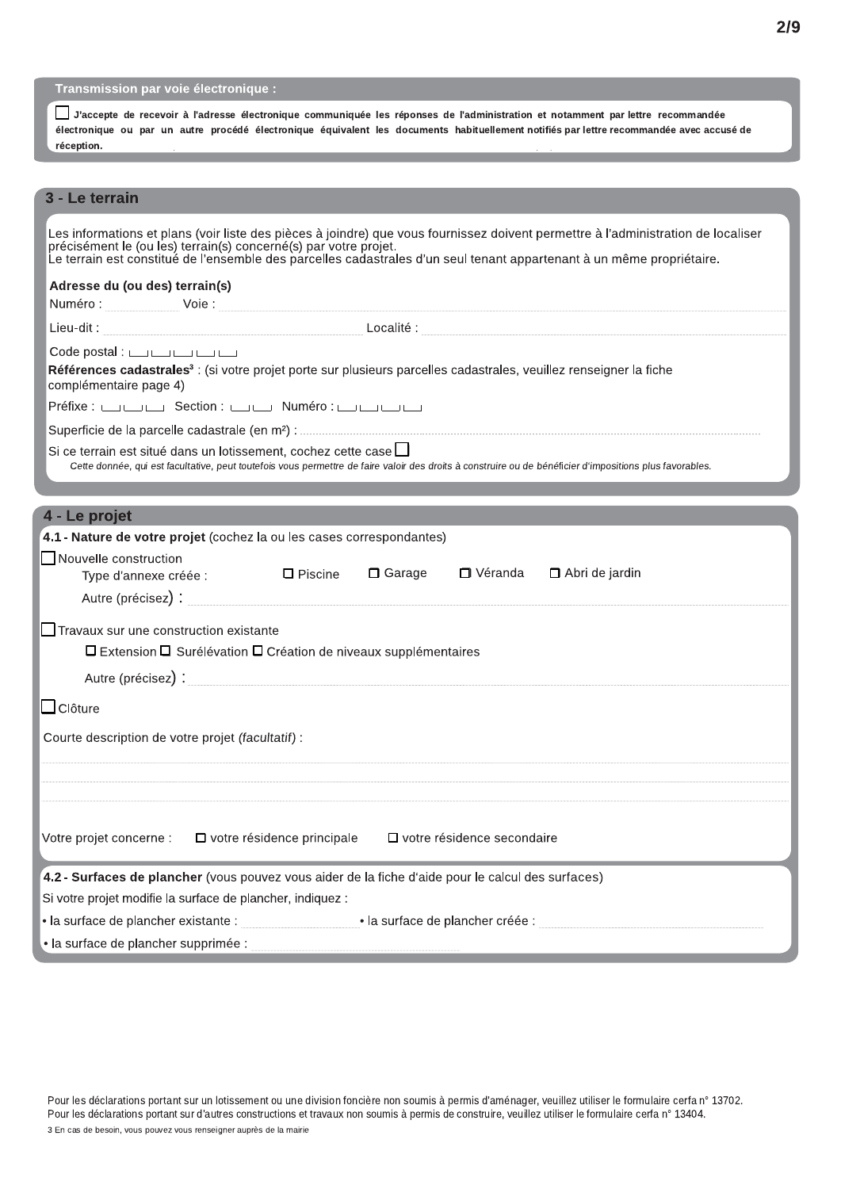**Transmission par voie électronique :**

☐ **J'accepte de recevoir à l'adresse électronique communiquée les réponses de l'administration et notamment par lettre recommandée électronique ou par un autre procédé électronique équivalent les documents habituellement notifiés par lettre recommandée avec accusé de réception.**

## 3 - Le terrain

Les informations et plans (voir liste des pièces à joindre) que vous fournissez doivent permettre à l'administration de localiser précisément le (ou les) terrain(s) concerné(s) par votre projet.
Le terrain est constitué de l'ensemble des parcelles cadastrales d'un seul tenant appartenant à un même propriétaire.

**Adresse du (ou des) terrain(s)**

Numéro : ............ Voie : ............

Lieu-dit : ............ Localité : ............

Code postal : ☐☐☐☐☐

**Références cadastrales**[3] : (si votre projet porte sur plusieurs parcelles cadastrales, veuillez renseigner la fiche complémentaire page 4)

Préfixe : ☐☐☐ Section : ☐☐ Numéro : ☐☐☐☐

Superficie de la parcelle cadastrale (en m²) : ............

Si ce terrain est situé dans un lotissement, cochez cette case ☐

*Cette donnée, qui est facultative, peut toutefois vous permettre de faire valoir des droits à construire ou de bénéficier d'impositions plus favorables.*

## 4 - Le projet

**4.1 - Nature de votre projet** (cochez la ou les cases correspondantes)

☐ Nouvelle construction

Type d'annexe créée : ☐ Piscine ☐ Garage ☐ Véranda ☐ Abri de jardin

Autre (précisez) : ............

☐ Travaux sur une construction existante

☐ Extension ☐ Surélévation ☐ Création de niveaux supplémentaires

Autre (précisez) : ............

☐ Clôture

Courte description de votre projet *(facultatif)* :

............

............

............

Votre projet concerne : ☐ votre résidence principale ☐ votre résidence secondaire

**4.2 - Surfaces de plancher** (vous pouvez vous aider de la fiche d'aide pour le calcul des surfaces)

Si votre projet modifie la surface de plancher, indiquez :

- la surface de plancher existante : ............ • la surface de plancher créée : ............
- la surface de plancher supprimée : ............

Pour les déclarations portant sur un lotissement ou une division foncière non soumis à permis d'aménager, veuillez utiliser le formulaire cerfa n° 13702.
Pour les déclarations portant sur d'autres constructions et travaux non soumis à permis de construire, veuillez utiliser le formulaire cerfa n° 13404.

3 En cas de besoin, vous pouvez vous renseigner auprès de la mairie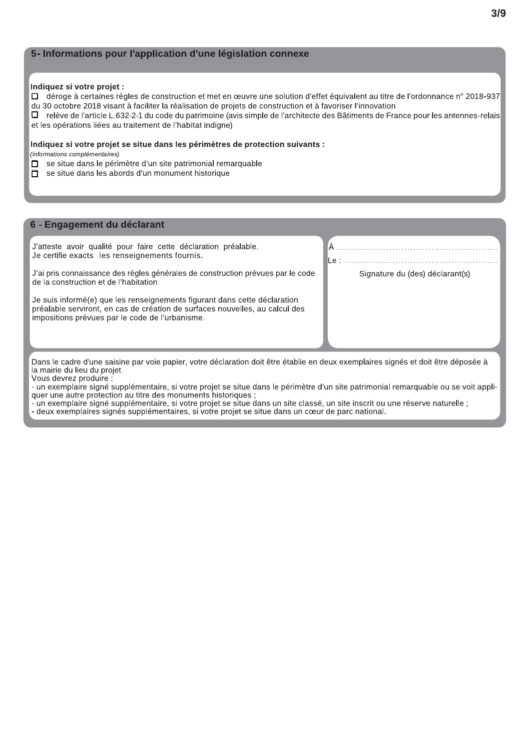## 5- Informations pour l'application d'une législation connexe

**Indiquez si votre projet :**

☐ déroge à certaines règles de construction et met en œuvre une solution d'effet équivalent au titre de l'ordonnance n° 2018-937 du 30 octobre 2018 visant à faciliter la réalisation de projets de construction et à favoriser l'innovation

☐ relève de l'article L.632-2-1 du code du patrimoine (avis simple de l'architecte des Bâtiments de France pour les antennes-relais et les opérations liées au traitement de l'habitat indigne)

**Indiquez si votre projet se situe dans les périmètres de protection suivants :**

*(informations complémentaires)*

☐ se situe dans le périmètre d'un site patrimonial remarquable

☐ se situe dans les abords d'un monument historique

## 6 - Engagement du déclarant

J'atteste avoir qualité pour faire cette déclaration préalable.
Je certifie exacts les renseignements fournis.

J'ai pris connaissance des règles générales de construction prévues par le code de la construction et de l'habitation.

Je suis informé(e) que les renseignements figurant dans cette déclaration préalable serviront, en cas de création de surfaces nouvelles, au calcul des impositions prévues par le code de l'urbanisme.

À ....................................................

Le : ..................................................

Signature du (des) déclarant(s)

Dans le cadre d'une saisine par voie papier, votre déclaration doit être établie en deux exemplaires signés et doit être déposée à la mairie du lieu du projet.
Vous devrez produire :
- un exemplaire signé supplémentaire, si votre projet se situe dans le périmètre d'un site patrimonial remarquable ou se voit appliquer une autre protection au titre des monuments historiques ;
- un exemplaire signé supplémentaire, si votre projet se situe dans un site classé, un site inscrit ou une réserve naturelle ;
- deux exemplaires signés supplémentaires, si votre projet se situe dans un cœur de parc national.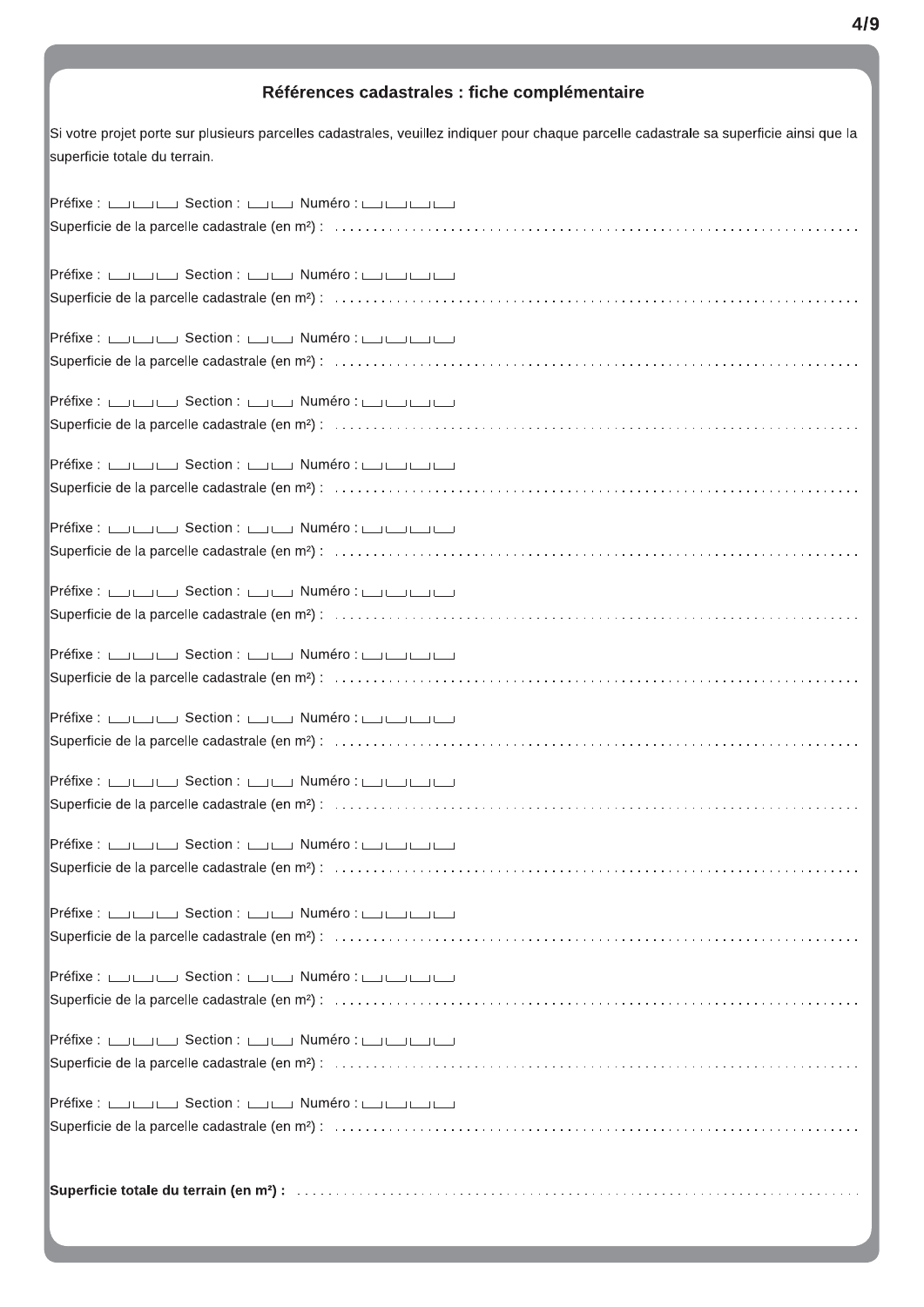## Références cadastrales : fiche complémentaire

Si votre projet porte sur plusieurs parcelles cadastrales, veuillez indiquer pour chaque parcelle cadastrale sa superficie ainsi que la superficie totale du terrain.

Préfixe : ___ ___ ___ Section : ___ ___ Numéro : ___ ___ ___ ___
Superficie de la parcelle cadastrale (en m²) : ..........................................................................

Préfixe : ___ ___ ___ Section : ___ ___ Numéro : ___ ___ ___ ___
Superficie de la parcelle cadastrale (en m²) : ..........................................................................

Préfixe : ___ ___ ___ Section : ___ ___ Numéro : ___ ___ ___ ___
Superficie de la parcelle cadastrale (en m²) : ..........................................................................

Préfixe : ___ ___ ___ Section : ___ ___ Numéro : ___ ___ ___ ___
Superficie de la parcelle cadastrale (en m²) : ..........................................................................

Préfixe : ___ ___ ___ Section : ___ ___ Numéro : ___ ___ ___ ___
Superficie de la parcelle cadastrale (en m²) : ..........................................................................

Préfixe : ___ ___ ___ Section : ___ ___ Numéro : ___ ___ ___ ___
Superficie de la parcelle cadastrale (en m²) : ..........................................................................

Préfixe : ___ ___ ___ Section : ___ ___ Numéro : ___ ___ ___ ___
Superficie de la parcelle cadastrale (en m²) : ..........................................................................

Préfixe : ___ ___ ___ Section : ___ ___ Numéro : ___ ___ ___ ___
Superficie de la parcelle cadastrale (en m²) : ..........................................................................

Préfixe : ___ ___ ___ Section : ___ ___ Numéro : ___ ___ ___ ___
Superficie de la parcelle cadastrale (en m²) : ..........................................................................

Préfixe : ___ ___ ___ Section : ___ ___ Numéro : ___ ___ ___ ___
Superficie de la parcelle cadastrale (en m²) : ..........................................................................

Préfixe : ___ ___ ___ Section : ___ ___ Numéro : ___ ___ ___ ___
Superficie de la parcelle cadastrale (en m²) : ..........................................................................

Préfixe : ___ ___ ___ Section : ___ ___ Numéro : ___ ___ ___ ___
Superficie de la parcelle cadastrale (en m²) : ..........................................................................

Préfixe : ___ ___ ___ Section : ___ ___ Numéro : ___ ___ ___ ___
Superficie de la parcelle cadastrale (en m²) : ..........................................................................

Préfixe : ___ ___ ___ Section : ___ ___ Numéro : ___ ___ ___ ___
Superficie de la parcelle cadastrale (en m²) : ..........................................................................

Préfixe : ___ ___ ___ Section : ___ ___ Numéro : ___ ___ ___ ___
Superficie de la parcelle cadastrale (en m²) : ..........................................................................

**Superficie totale du terrain (en m²) :** ..........................................................................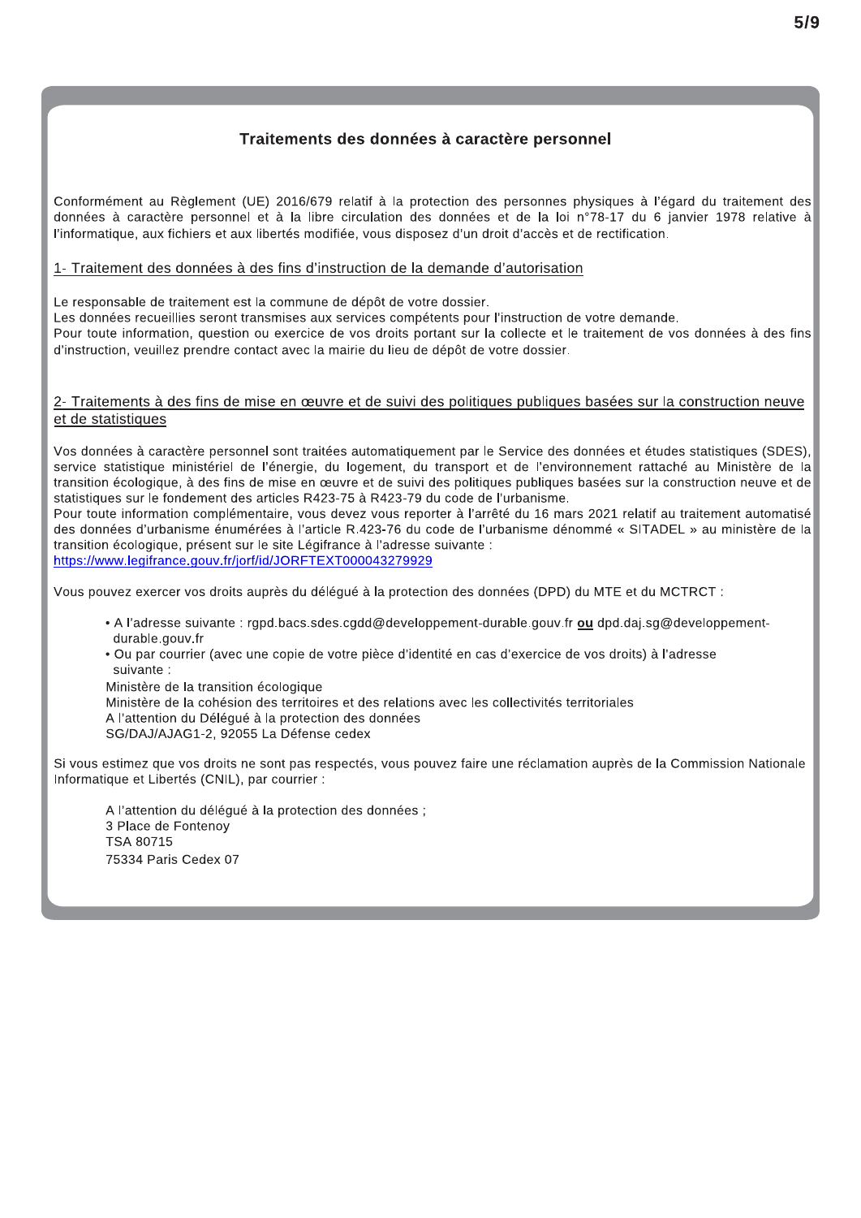## Traitements des données à caractère personnel

Conformément au Règlement (UE) 2016/679 relatif à la protection des personnes physiques à l'égard du traitement des données à caractère personnel et à la libre circulation des données et de la loi n°78-17 du 6 janvier 1978 relative à l'informatique, aux fichiers et aux libertés modifiée, vous disposez d'un droit d'accès et de rectification.

### 1- Traitement des données à des fins d'instruction de la demande d'autorisation

Le responsable de traitement est la commune de dépôt de votre dossier.
Les données recueillies seront transmises aux services compétents pour l'instruction de votre demande.
Pour toute information, question ou exercice de vos droits portant sur la collecte et le traitement de vos données à des fins d'instruction, veuillez prendre contact avec la mairie du lieu de dépôt de votre dossier.

### 2- Traitements à des fins de mise en œuvre et de suivi des politiques publiques basées sur la construction neuve et de statistiques

Vos données à caractère personnel sont traitées automatiquement par le Service des données et études statistiques (SDES), service statistique ministériel de l'énergie, du logement, du transport et de l'environnement rattaché au Ministère de la transition écologique, à des fins de mise en œuvre et de suivi des politiques publiques basées sur la construction neuve et de statistiques sur le fondement des articles R423-75 à R423-79 du code de l'urbanisme.
Pour toute information complémentaire, vous devez vous reporter à l'arrêté du 16 mars 2021 relatif au traitement automatisé des données d'urbanisme énumérées à l'article R.423-76 du code de l'urbanisme dénommé « SITADEL » au ministère de la transition écologique, présent sur le site Légifrance à l'adresse suivante :
https://www.legifrance.gouv.fr/jorf/id/JORFTEXT000043279929

Vous pouvez exercer vos droits auprès du délégué à la protection des données (DPD) du MTE et du MCTRCT :

- A l'adresse suivante : rgpd.bacs.sdes.cgdd@developpement-durable.gouv.fr **ou** dpd.daj.sg@developpement-durable.gouv.fr
- Ou par courrier (avec une copie de votre pièce d'identité en cas d'exercice de vos droits) à l'adresse suivante :

Ministère de la transition écologique
Ministère de la cohésion des territoires et des relations avec les collectivités territoriales
A l'attention du Délégué à la protection des données
SG/DAJ/AJAG1-2, 92055 La Défense cedex

Si vous estimez que vos droits ne sont pas respectés, vous pouvez faire une réclamation auprès de la Commission Nationale Informatique et Libertés (CNIL), par courrier :

A l'attention du délégué à la protection des données ;
3 Place de Fontenoy
TSA 80715
75334 Paris Cedex 07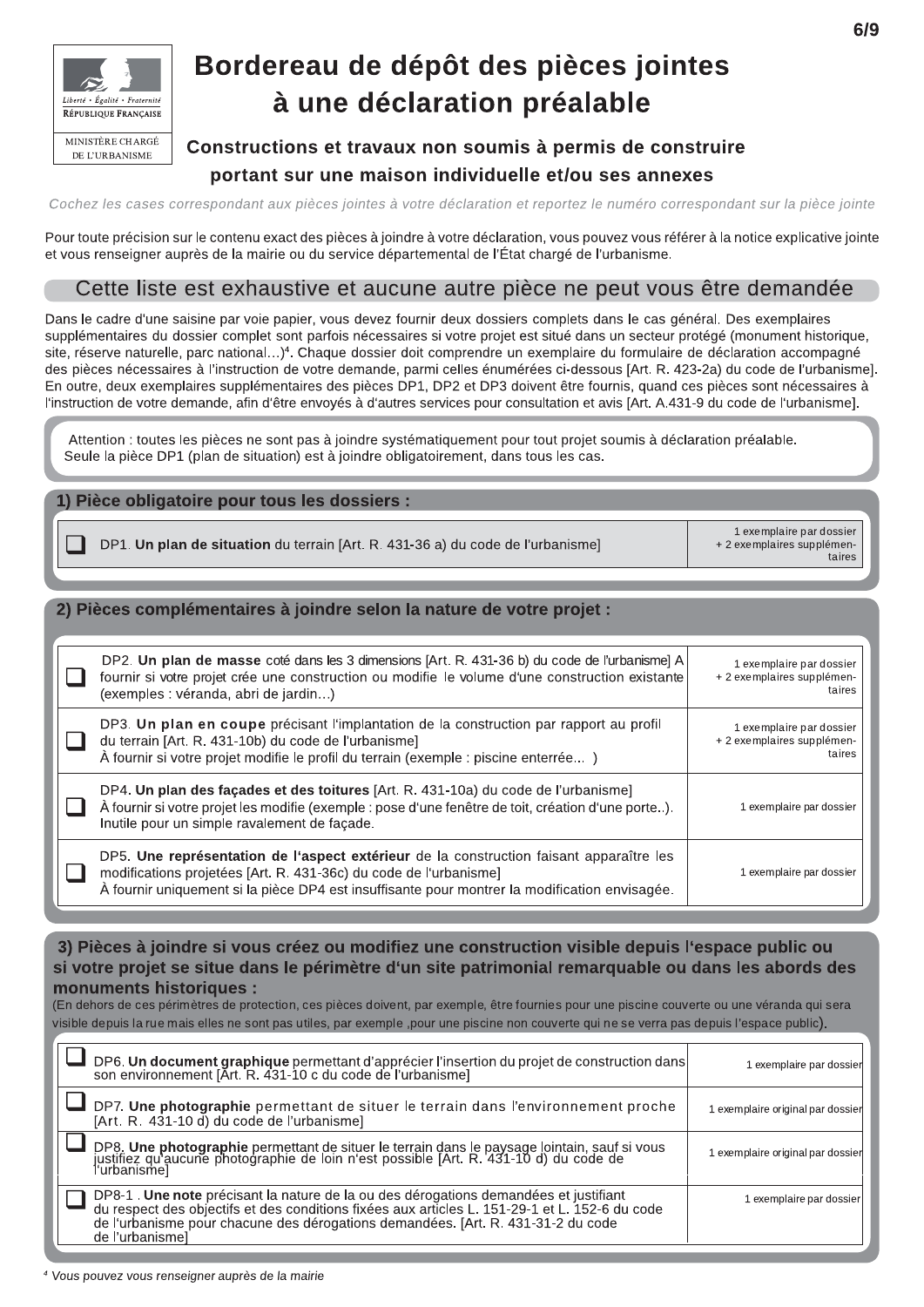Liberté • Égalité • Fraternité
RÉPUBLIQUE FRANÇAISE

MINISTÈRE CHARGÉ DE L'URBANISME

# Bordereau de dépôt des pièces jointes à une déclaration préalable

## Constructions et travaux non soumis à permis de construire portant sur une maison individuelle et/ou ses annexes

*Cochez les cases correspondant aux pièces jointes à votre déclaration et reportez le numéro correspondant sur la pièce jointe*

Pour toute précision sur le contenu exact des pièces à joindre à votre déclaration, vous pouvez vous référer à la notice explicative jointe et vous renseigner auprès de la mairie ou du service départemental de l'État chargé de l'urbanisme.

## Cette liste est exhaustive et aucune autre pièce ne peut vous être demandée

Dans le cadre d'une saisine par voie papier, vous devez fournir deux dossiers complets dans le cas général. Des exemplaires supplémentaires du dossier complet sont parfois nécessaires si votre projet est situé dans un secteur protégé (monument historique, site, réserve naturelle, parc national…)[4]. Chaque dossier doit comprendre un exemplaire du formulaire de déclaration accompagné des pièces nécessaires à l'instruction de votre demande, parmi celles énumérées ci-dessous [Art. R. 423-2a) du code de l'urbanisme]. En outre, deux exemplaires supplémentaires des pièces DP1, DP2 et DP3 doivent être fournis, quand ces pièces sont nécessaires à l'instruction de votre demande, afin d'être envoyés à d'autres services pour consultation et avis [Art. A.431-9 du code de l'urbanisme].

Attention : toutes les pièces ne sont pas à joindre systématiquement pour tout projet soumis à déclaration préalable.
Seule la pièce DP1 (plan de situation) est à joindre obligatoirement, dans tous les cas.

### 1) Pièce obligatoire pour tous les dossiers :

| | Pièce | Nombre d'exemplaires |
|---|---|---|
| ☐ | DP1. **Un plan de situation** du terrain [Art. R. 431-36 a) du code de l'urbanisme] | 1 exemplaire par dossier + 2 exemplaires supplémentaires |

### 2) Pièces complémentaires à joindre selon la nature de votre projet :

| | Pièce | Nombre d'exemplaires |
|---|---|---|
| ☐ | DP2. **Un plan de masse** coté dans les 3 dimensions [Art. R. 431-36 b) du code de l'urbanisme] A fournir si votre projet crée une construction ou modifie le volume d'une construction existante (exemples : véranda, abri de jardin…) | 1 exemplaire par dossier + 2 exemplaires supplémentaires |
| ☐ | DP3. **Un plan en coupe** précisant l'implantation de la construction par rapport au profil du terrain [Art. R. 431-10b) du code de l'urbanisme] À fournir si votre projet modifie le profil du terrain (exemple : piscine enterrée... ) | 1 exemplaire par dossier + 2 exemplaires supplémentaires |
| ☐ | DP4. **Un plan des façades et des toitures** [Art. R. 431-10a) du code de l'urbanisme] À fournir si votre projet les modifie (exemple : pose d'une fenêtre de toit, création d'une porte..). Inutile pour un simple ravalement de façade. | 1 exemplaire par dossier |
| ☐ | DP5. **Une représentation de l'aspect extérieur** de la construction faisant apparaître les modifications projetées [Art. R. 431-36c) du code de l'urbanisme] À fournir uniquement si la pièce DP4 est insuffisante pour montrer la modification envisagée. | 1 exemplaire par dossier |

### 3) Pièces à joindre si vous créez ou modifiez une construction visible depuis l'espace public ou si votre projet se situe dans le périmètre d'un site patrimonial remarquable ou dans les abords des monuments historiques :

(En dehors de ces périmètres de protection, ces pièces doivent, par exemple, être fournies pour une piscine couverte ou une véranda qui sera visible depuis la rue mais elles ne sont pas utiles, par exemple ,pour une piscine non couverte qui ne se verra pas depuis l'espace public).

| | Pièce | Nombre d'exemplaires |
|---|---|---|
| ☐ | DP6. **Un document graphique** permettant d'apprécier l'insertion du projet de construction dans son environnement [Art. R. 431-10 c du code de l'urbanisme] | 1 exemplaire par dossier |
| ☐ | DP7. **Une photographie** permettant de situer le terrain dans l'environnement proche [Art. R. 431-10 d) du code de l'urbanisme] | 1 exemplaire original par dossier |
| ☐ | DP8. **Une photographie** permettant de situer le terrain dans le paysage lointain, sauf si vous justifiez qu'aucune photographie de loin n'est possible [Art. R. 431-10 d) du code de l'urbanisme] | 1 exemplaire original par dossier |
| ☐ | DP8-1 . **Une note** précisant la nature de la ou des dérogations demandées et justifiant du respect des objectifs et des conditions fixées aux articles L. 151-29-1 et L. 152-6 du code de l'urbanisme pour chacune des dérogations demandées. [Art. R. 431-31-2 du code de l'urbanisme] | 1 exemplaire par dossier |

[4] *Vous pouvez vous renseigner auprès de la mairie*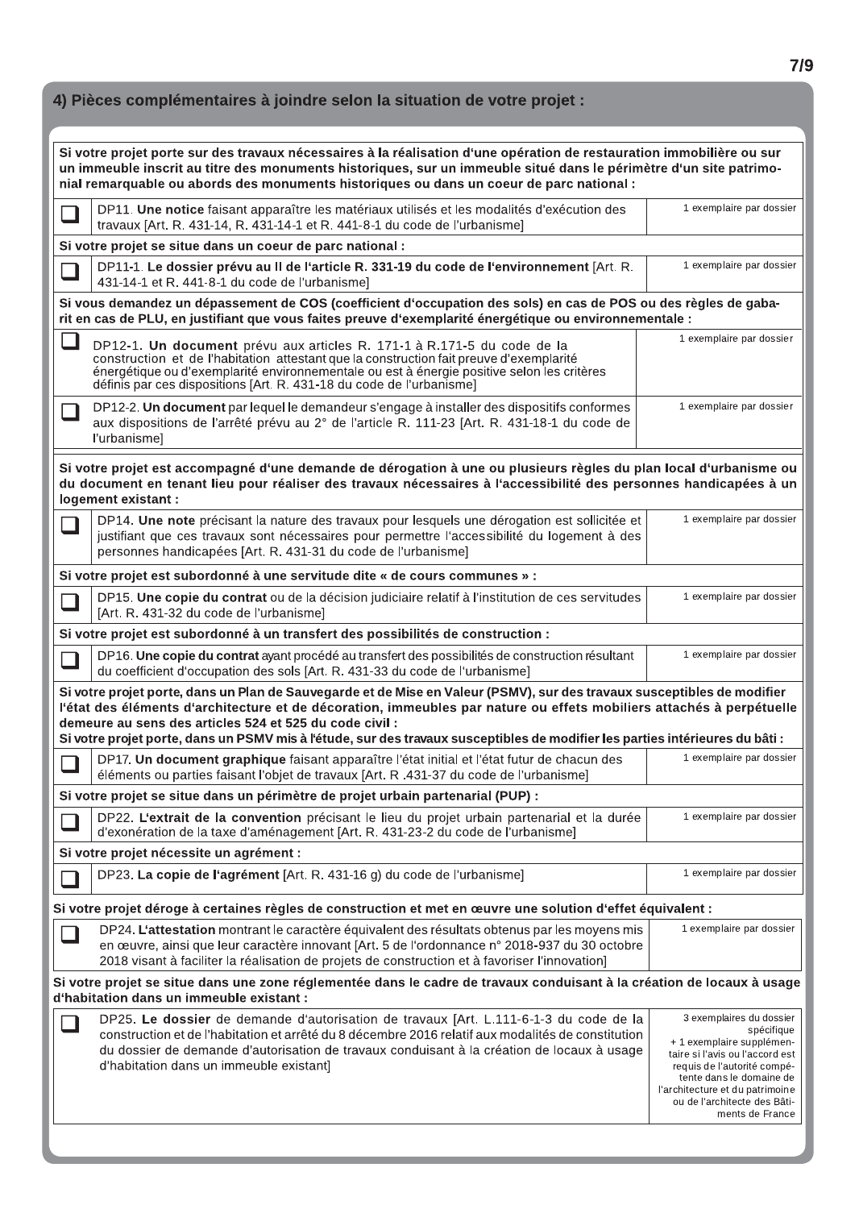## 4) Pièces complémentaires à joindre selon la situation de votre projet :

**Si votre projet porte sur des travaux nécessaires à la réalisation d'une opération de restauration immobilière ou sur un immeuble inscrit au titre des monuments historiques, sur un immeuble situé dans le périmètre d'un site patrimonial remarquable ou abords des monuments historiques ou dans un coeur de parc national :**

| | Pièce | Nombre |
|---|---|---|
| ☐ | DP11. **Une notice** faisant apparaître les matériaux utilisés et les modalités d'exécution des travaux [Art. R. 431-14, R. 431-14-1 et R. 441-8-1 du code de l'urbanisme] | 1 exemplaire par dossier |

**Si votre projet se situe dans un coeur de parc national :**

| | Pièce | Nombre |
|---|---|---|
| ☐ | DP11-1. **Le dossier prévu au II de l'article R. 331-19 du code de l'environnement** [Art. R. 431-14-1 et R. 441-8-1 du code de l'urbanisme] | 1 exemplaire par dossier |

**Si vous demandez un dépassement de COS (coefficient d'occupation des sols) en cas de POS ou des règles de gabarit en cas de PLU, en justifiant que vous faites preuve d'exemplarité énergétique ou environnementale :**

| | Pièce | Nombre |
|---|---|---|
| ☐ | DP12-1. **Un document** prévu aux articles R. 171-1 à R.171-5 du code de la construction et de l'habitation attestant que la construction fait preuve d'exemplarité énergétique ou d'exemplarité environnementale ou est à énergie positive selon les critères définis par ces dispositions [Art. R. 431-18 du code de l'urbanisme] | 1 exemplaire par dossier |
| ☐ | DP12-2. **Un document** par lequel le demandeur s'engage à installer des dispositifs conformes aux dispositions de l'arrêté prévu au 2° de l'article R. 111-23 [Art. R. 431-18-1 du code de l'urbanisme] | 1 exemplaire par dossier |

**Si votre projet est accompagné d'une demande de dérogation à une ou plusieurs règles du plan local d'urbanisme ou du document en tenant lieu pour réaliser des travaux nécessaires à l'accessibilité des personnes handicapées à un logement existant :**

| | Pièce | Nombre |
|---|---|---|
| ☐ | DP14. **Une note** précisant la nature des travaux pour lesquels une dérogation est sollicitée et justifiant que ces travaux sont nécessaires pour permettre l'accessibilité du logement à des personnes handicapées [Art. R. 431-31 du code de l'urbanisme] | 1 exemplaire par dossier |

**Si votre projet est subordonné à une servitude dite « de cours communes » :**

| | Pièce | Nombre |
|---|---|---|
| ☐ | DP15. **Une copie du contrat** ou de la décision judiciaire relatif à l'institution de ces servitudes [Art. R. 431-32 du code de l'urbanisme] | 1 exemplaire par dossier |

**Si votre projet est subordonné à un transfert des possibilités de construction :**

| | Pièce | Nombre |
|---|---|---|
| ☐ | DP16. **Une copie du contrat** ayant procédé au transfert des possibilités de construction résultant du coefficient d'occupation des sols [Art. R. 431-33 du code de l'urbanisme] | 1 exemplaire par dossier |

**Si votre projet porte, dans un Plan de Sauvegarde et de Mise en Valeur (PSMV), sur des travaux susceptibles de modifier l'état des éléments d'architecture et de décoration, immeubles par nature ou effets mobiliers attachés à perpétuelle demeure au sens des articles 524 et 525 du code civil :**
**Si votre projet porte, dans un PSMV mis à l'étude, sur des travaux susceptibles de modifier les parties intérieures du bâti :**

| | Pièce | Nombre |
|---|---|---|
| ☐ | DP17. **Un document graphique** faisant apparaître l'état initial et l'état futur de chacun des éléments ou parties faisant l'objet de travaux [Art. R .431-37 du code de l'urbanisme] | 1 exemplaire par dossier |

**Si votre projet se situe dans un périmètre de projet urbain partenarial (PUP) :**

| | Pièce | Nombre |
|---|---|---|
| ☐ | DP22. **L'extrait de la convention** précisant le lieu du projet urbain partenarial et la durée d'exonération de la taxe d'aménagement [Art. R. 431-23-2 du code de l'urbanisme] | 1 exemplaire par dossier |

**Si votre projet nécessite un agrément :**

| | Pièce | Nombre |
|---|---|---|
| ☐ | DP23. **La copie de l'agrément** [Art. R. 431-16 g) du code de l'urbanisme] | 1 exemplaire par dossier |

**Si votre projet déroge à certaines règles de construction et met en œuvre une solution d'effet équivalent :**

| | Pièce | Nombre |
|---|---|---|
| ☐ | DP24. **L'attestation** montrant le caractère équivalent des résultats obtenus par les moyens mis en œuvre, ainsi que leur caractère innovant [Art. 5 de l'ordonnance n° 2018-937 du 30 octobre 2018 visant à faciliter la réalisation de projets de construction et à favoriser l'innovation] | 1 exemplaire par dossier |

**Si votre projet se situe dans une zone réglementée dans le cadre de travaux conduisant à la création de locaux à usage d'habitation dans un immeuble existant :**

| | Pièce | Nombre |
|---|---|---|
| ☐ | DP25. **Le dossier** de demande d'autorisation de travaux [Art. L.111-6-1-3 du code de la construction et de l'habitation et arrêté du 8 décembre 2016 relatif aux modalités de constitution du dossier de demande d'autorisation de travaux conduisant à la création de locaux à usage d'habitation dans un immeuble existant] | 3 exemplaires du dossier spécifique + 1 exemplaire supplémentaire si l'avis ou l'accord est requis de l'autorité compétente dans le domaine de l'architecture et du patrimoine ou de l'architecte des Bâtiments de France |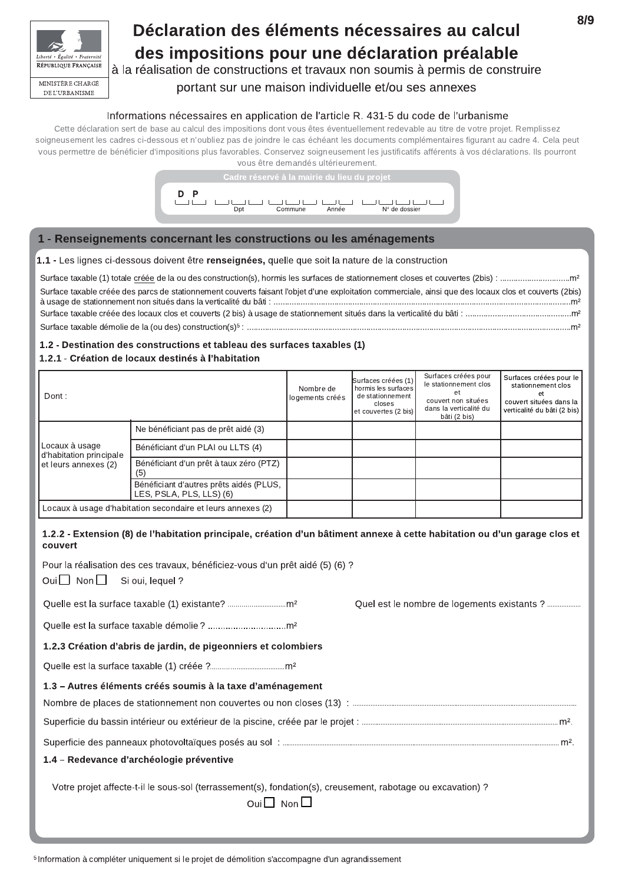# Déclaration des éléments nécessaires au calcul des impositions pour une déclaration préalable

à la réalisation de constructions et travaux non soumis à permis de construire portant sur une maison individuelle et/ou ses annexes

Liberté • Égalité • Fraternité
RÉPUBLIQUE FRANÇAISE
MINISTÈRE CHARGÉ DE L'URBANISME

Informations nécessaires en application de l'article R. 431-5 du code de l'urbanisme

Cette déclaration sert de base au calcul des impositions dont vous êtes éventuellement redevable au titre de votre projet. Remplissez soigneusement les cadres ci-dessous et n'oubliez pas de joindre le cas échéant les documents complémentaires figurant au cadre 4. Cela peut vous permettre de bénéficier d'impositions plus favorables. Conservez soigneusement les justificatifs afférents à vos déclarations. Ils pourront vous être demandés ultérieurement.

**Cadre réservé à la mairie du lieu du projet**

D P ___ ___ ___ ___ ___
Dpt | Commune | Année | N° de dossier

## 1 - Renseignements concernant les constructions ou les aménagements

**1.1 -** Les lignes ci-dessous doivent être **renseignées,** quelle que soit la nature de la construction

Surface taxable (1) totale créée de la ou des construction(s), hormis les surfaces de stationnement closes et couvertes (2bis) : ..............................m²

Surface taxable créée des parcs de stationnement couverts faisant l'objet d'une exploitation commerciale, ainsi que des locaux clos et couverts (2bis) à usage de stationnement non situés dans la verticalité du bâti : ..............................m²

Surface taxable créée des locaux clos et couverts (2 bis) à usage de stationnement situés dans la verticalité du bâti : ..............................m²

Surface taxable démolie de la (ou des) construction(s)[5] : ..............................m²

### 1.2 - Destination des constructions et tableau des surfaces taxables (1)

#### 1.2.1 - Création de locaux destinés à l'habitation

| Dont : | | Nombre de logements créés | Surfaces créées (1) hormis les surfaces de stationnement closes et couvertes (2 bis) | Surfaces créées pour le stationnement clos et couvert non situées dans la verticalité du bâti (2 bis) | Surfaces créées pour le stationnement clos et couvert situées dans la verticalité du bâti (2 bis) |
|---|---|---|---|---|---|
| Locaux à usage d'habitation principale et leurs annexes (2) | Ne bénéficiant pas de prêt aidé (3) | | | | |
| | Bénéficiant d'un PLAI ou LLTS (4) | | | | |
| | Bénéficiant d'un prêt à taux zéro (PTZ) (5) | | | | |
| | Bénéficiant d'autres prêts aidés (PLUS, LES, PSLA, PLS, LLS) (6) | | | | |
| Locaux à usage d'habitation secondaire et leurs annexes (2) | | | | | |

#### 1.2.2 - Extension (8) de l'habitation principale, création d'un bâtiment annexe à cette habitation ou d'un garage clos et couvert

Pour la réalisation des ces travaux, bénéficiez-vous d'un prêt aidé (5) (6) ?

Oui ☐ Non ☐ Si oui, lequel ?

Quelle est la surface taxable (1) existante? ..............................m²

Quel est le nombre de logements existants ? ..................

Quelle est la surface taxable démolie ? ..............................m²

#### 1.2.3 Création d'abris de jardin, de pigeonniers et colombiers

Quelle est la surface taxable (1) créée ?..............................m²

### 1.3 – Autres éléments créés soumis à la taxe d'aménagement

Nombre de places de stationnement non couvertes ou non closes (13) : ..............................

Superficie du bassin intérieur ou extérieur de la piscine, créée par le projet : ..............................m².

Superficie des panneaux photovoltaïques posés au sol : ..............................m².

### 1.4 – Redevance d'archéologie préventive

Votre projet affecte-t-il le sous-sol (terrassement(s), fondation(s), creusement, rabotage ou excavation) ?

Oui ☐ Non ☐

[5] Information à compléter uniquement si le projet de démolition s'accompagne d'un agrandissement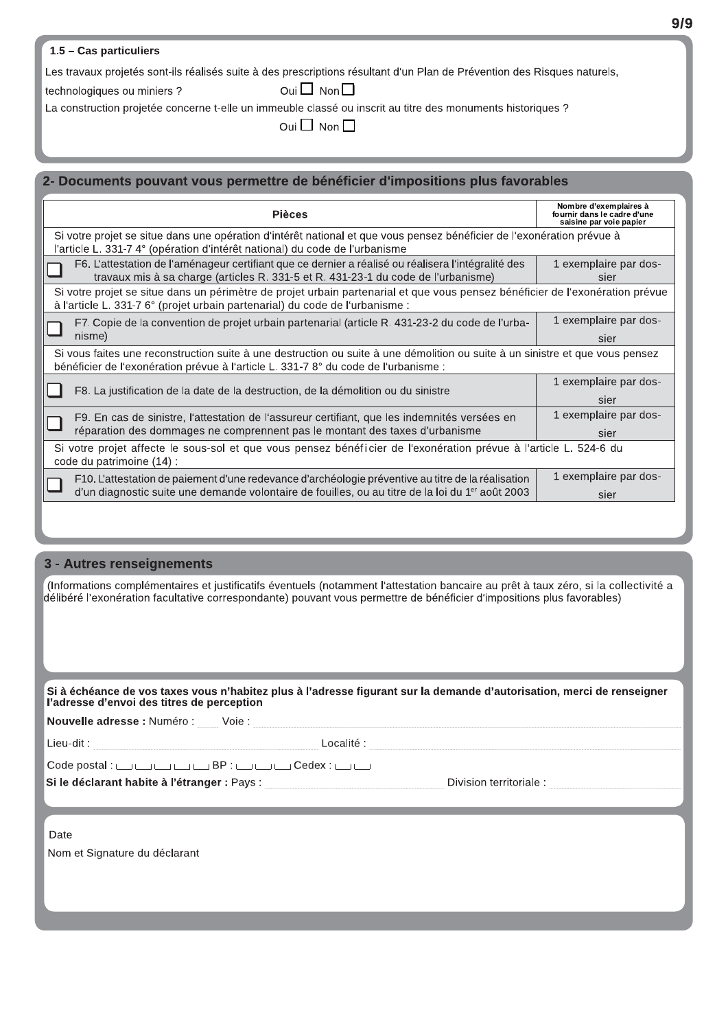### 1.5 – Cas particuliers

Les travaux projetés sont-ils réalisés suite à des prescriptions résultant d'un Plan de Prévention des Risques naturels, technologiques ou miniers ? Oui ☐ Non ☐

La construction projetée concerne t-elle un immeuble classé ou inscrit au titre des monuments historiques ?
Oui ☐ Non ☐

## 2- Documents pouvant vous permettre de bénéficier d'impositions plus favorables

| Pièces | Nombre d'exemplaires à fournir dans le cadre d'une saisine par voie papier |
|---|---|
| Si votre projet se situe dans une opération d'intérêt national et que vous pensez bénéficier de l'exonération prévue à l'article L. 331-7 4° (opération d'intérêt national) du code de l'urbanisme | |
| ☐ F6. L'attestation de l'aménageur certifiant que ce dernier a réalisé ou réalisera l'intégralité des travaux mis à sa charge (articles R. 331-5 et R. 431-23-1 du code de l'urbanisme) | 1 exemplaire par dossier |
| Si votre projet se situe dans un périmètre de projet urbain partenarial et que vous pensez bénéficier de l'exonération prévue à l'article L. 331-7 6° (projet urbain partenarial) du code de l'urbanisme : | |
| ☐ F7. Copie de la convention de projet urbain partenarial (article R. 431-23-2 du code de l'urbanisme) | 1 exemplaire par dossier |
| Si vous faites une reconstruction suite à une destruction ou suite à une démolition ou suite à un sinistre et que vous pensez bénéficier de l'exonération prévue à l'article L. 331-7 8° du code de l'urbanisme : | |
| ☐ F8. La justification de la date de la destruction, de la démolition ou du sinistre | 1 exemplaire par dossier |
| ☐ F9. En cas de sinistre, l'attestation de l'assureur certifiant, que les indemnités versées en réparation des dommages ne comprennent pas le montant des taxes d'urbanisme | 1 exemplaire par dossier |
| Si votre projet affecte le sous-sol et que vous pensez bénéficier de l'exonération prévue à l'article L. 524-6 du code du patrimoine (14) : | |
| ☐ F10. L'attestation de paiement d'une redevance d'archéologie préventive au titre de la réalisation d'un diagnostic suite une demande volontaire de fouilles, ou au titre de la loi du 1er août 2003 | 1 exemplaire par dossier |

## 3 - Autres renseignements

(Informations complémentaires et justificatifs éventuels (notamment l'attestation bancaire au prêt à taux zéro, si la collectivité a délibéré l'exonération facultative correspondante) pouvant vous permettre de bénéficier d'impositions plus favorables)

**Si à échéance de vos taxes vous n'habitez plus à l'adresse figurant sur la demande d'autorisation, merci de renseigner l'adresse d'envoi des titres de perception**

**Nouvelle adresse :** Numéro : ____ Voie : ____

Lieu-dit : ____ Localité : ____

Code postal : ____ BP : ____ Cedex : ____

**Si le déclarant habite à l'étranger :** Pays : ____ Division territoriale : ____

Date

Nom et Signature du déclarant